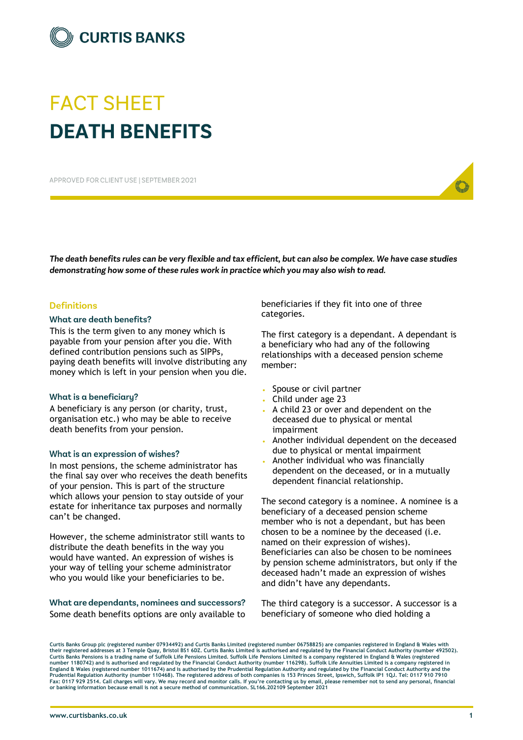# FACT SHEET

# DEATH BENEFITS

APPROVED FOR CLIENT USE | SEPTEMBER 2021

***The death benefits rules can be very flexible and tax efficient, but can also be complex. We have case studies demonstrating how some of these rules work in practice which you may also wish to read.***

## Definitions

### What are death benefits?

This is the term given to any money which is payable from your pension after you die. With defined contribution pensions such as SIPPs, paying death benefits will involve distributing any money which is left in your pension when you die.

### What is a beneficiary?

A beneficiary is any person (or charity, trust, organisation etc.) who may be able to receive death benefits from your pension.

### What is an expression of wishes?

In most pensions, the scheme administrator has the final say over who receives the death benefits of your pension. This is part of the structure which allows your pension to stay outside of your estate for inheritance tax purposes and normally can't be changed.

However, the scheme administrator still wants to distribute the death benefits in the way you would have wanted. An expression of wishes is your way of telling your scheme administrator who you would like your beneficiaries to be.

### What are dependants, nominees and successors?

Some death benefits options are only available to beneficiaries if they fit into one of three categories.

The first category is a dependant. A dependant is a beneficiary who had any of the following relationships with a deceased pension scheme member:

- Spouse or civil partner
- Child under age 23
- A child 23 or over and dependent on the deceased due to physical or mental impairment
- Another individual dependent on the deceased due to physical or mental impairment
- Another individual who was financially dependent on the deceased, or in a mutually dependent financial relationship.

The second category is a nominee. A nominee is a beneficiary of a deceased pension scheme member who is not a dependant, but has been chosen to be a nominee by the deceased (i.e. named on their expression of wishes). Beneficiaries can also be chosen to be nominees by pension scheme administrators, but only if the deceased hadn't made an expression of wishes and didn't have any dependants.

The third category is a successor. A successor is a beneficiary of someone who died holding a

Curtis Banks Group plc (registered number 07934492) and Curtis Banks Limited (registered number 06758825) are companies registered in England & Wales with their registered addresses at 3 Temple Quay, Bristol BS1 6DZ. Curtis Banks Limited is authorised and regulated by the Financial Conduct Authority (number 492502). Curtis Banks Pensions is a trading name of Suffolk Life Pensions Limited. Suffolk Life Pensions Limited is a company registered in England & Wales (registered number 1180742) and is authorised and regulated by the Financial Conduct Authority (number 116298). Suffolk Life Annuities Limited is a company registered in England & Wales (registered number 1011674) and is authorised by the Prudential Regulation Authority and regulated by the Financial Conduct Authority and the Prudential Regulation Authority (number 110468). The registered address of both companies is 153 Princes Street, Ipswich, Suffolk IP1 1QJ. Tel: 0117 910 7910 Fax: 0117 929 2514. Call charges will vary. We may record and monitor calls. If you're contacting us by email, please remember not to send any personal, financial or banking information because email is not a secure method of communication. SL166.202109 September 2021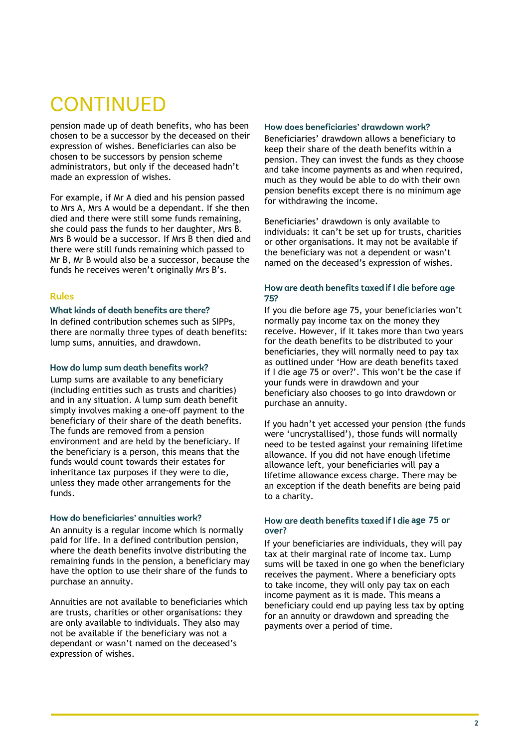# CONTINUED

pension made up of death benefits, who has been chosen to be a successor by the deceased on their expression of wishes. Beneficiaries can also be chosen to be successors by pension scheme administrators, but only if the deceased hadn't made an expression of wishes.

For example, if Mr A died and his pension passed to Mrs A, Mrs A would be a dependant. If she then died and there were still some funds remaining, she could pass the funds to her daughter, Mrs B. Mrs B would be a successor. If Mrs B then died and there were still funds remaining which passed to Mr B, Mr B would also be a successor, because the funds he receives weren't originally Mrs B's.

## Rules

### What kinds of death benefits are there?

In defined contribution schemes such as SIPPs, there are normally three types of death benefits: lump sums, annuities, and drawdown.

### How do lump sum death benefits work?

Lump sums are available to any beneficiary (including entities such as trusts and charities) and in any situation. A lump sum death benefit simply involves making a one-off payment to the beneficiary of their share of the death benefits. The funds are removed from a pension environment and are held by the beneficiary. If the beneficiary is a person, this means that the funds would count towards their estates for inheritance tax purposes if they were to die, unless they made other arrangements for the funds.

### How do beneficiaries' annuities work?

An annuity is a regular income which is normally paid for life. In a defined contribution pension, where the death benefits involve distributing the remaining funds in the pension, a beneficiary may have the option to use their share of the funds to purchase an annuity.

Annuities are not available to beneficiaries which are trusts, charities or other organisations: they are only available to individuals. They also may not be available if the beneficiary was not a dependant or wasn't named on the deceased's expression of wishes.

### How does beneficiaries' drawdown work?

Beneficiaries' drawdown allows a beneficiary to keep their share of the death benefits within a pension. They can invest the funds as they choose and take income payments as and when required, much as they would be able to do with their own pension benefits except there is no minimum age for withdrawing the income.

Beneficiaries' drawdown is only available to individuals: it can't be set up for trusts, charities or other organisations. It may not be available if the beneficiary was not a dependent or wasn't named on the deceased's expression of wishes.

### How are death benefits taxed if I die before age 75?

If you die before age 75, your beneficiaries won't normally pay income tax on the money they receive. However, if it takes more than two years for the death benefits to be distributed to your beneficiaries, they will normally need to pay tax as outlined under 'How are death benefits taxed if I die age 75 or over?'. This won't be the case if your funds were in drawdown and your beneficiary also chooses to go into drawdown or purchase an annuity.

If you hadn't yet accessed your pension (the funds were 'uncrystallised'), those funds will normally need to be tested against your remaining lifetime allowance. If you did not have enough lifetime allowance left, your beneficiaries will pay a lifetime allowance excess charge. There may be an exception if the death benefits are being paid to a charity.

### How are death benefits taxed if I die age 75 or over?

If your beneficiaries are individuals, they will pay tax at their marginal rate of income tax. Lump sums will be taxed in one go when the beneficiary receives the payment. Where a beneficiary opts to take income, they will only pay tax on each income payment as it is made. This means a beneficiary could end up paying less tax by opting for an annuity or drawdown and spreading the payments over a period of time.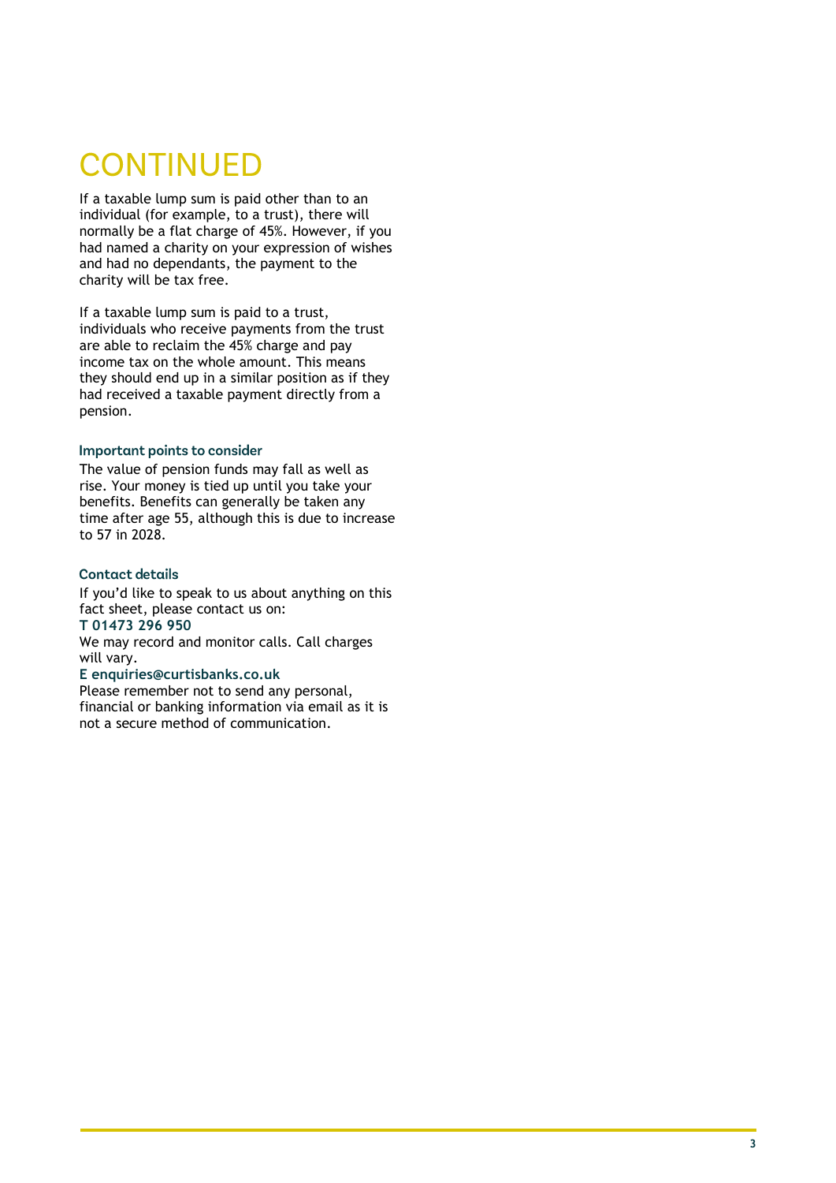# CONTINUED

If a taxable lump sum is paid other than to an individual (for example, to a trust), there will normally be a flat charge of 45%. However, if you had named a charity on your expression of wishes and had no dependants, the payment to the charity will be tax free.

If a taxable lump sum is paid to a trust, individuals who receive payments from the trust are able to reclaim the 45% charge and pay income tax on the whole amount. This means they should end up in a similar position as if they had received a taxable payment directly from a pension.

### Important points to consider

The value of pension funds may fall as well as rise. Your money is tied up until you take your benefits. Benefits can generally be taken any time after age 55, although this is due to increase to 57 in 2028.

### Contact details

If you'd like to speak to us about anything on this fact sheet, please contact us on:

**T 01473 296 950**

We may record and monitor calls. Call charges will vary.

**E enquiries@curtisbanks.co.uk**

Please remember not to send any personal, financial or banking information via email as it is not a secure method of communication.